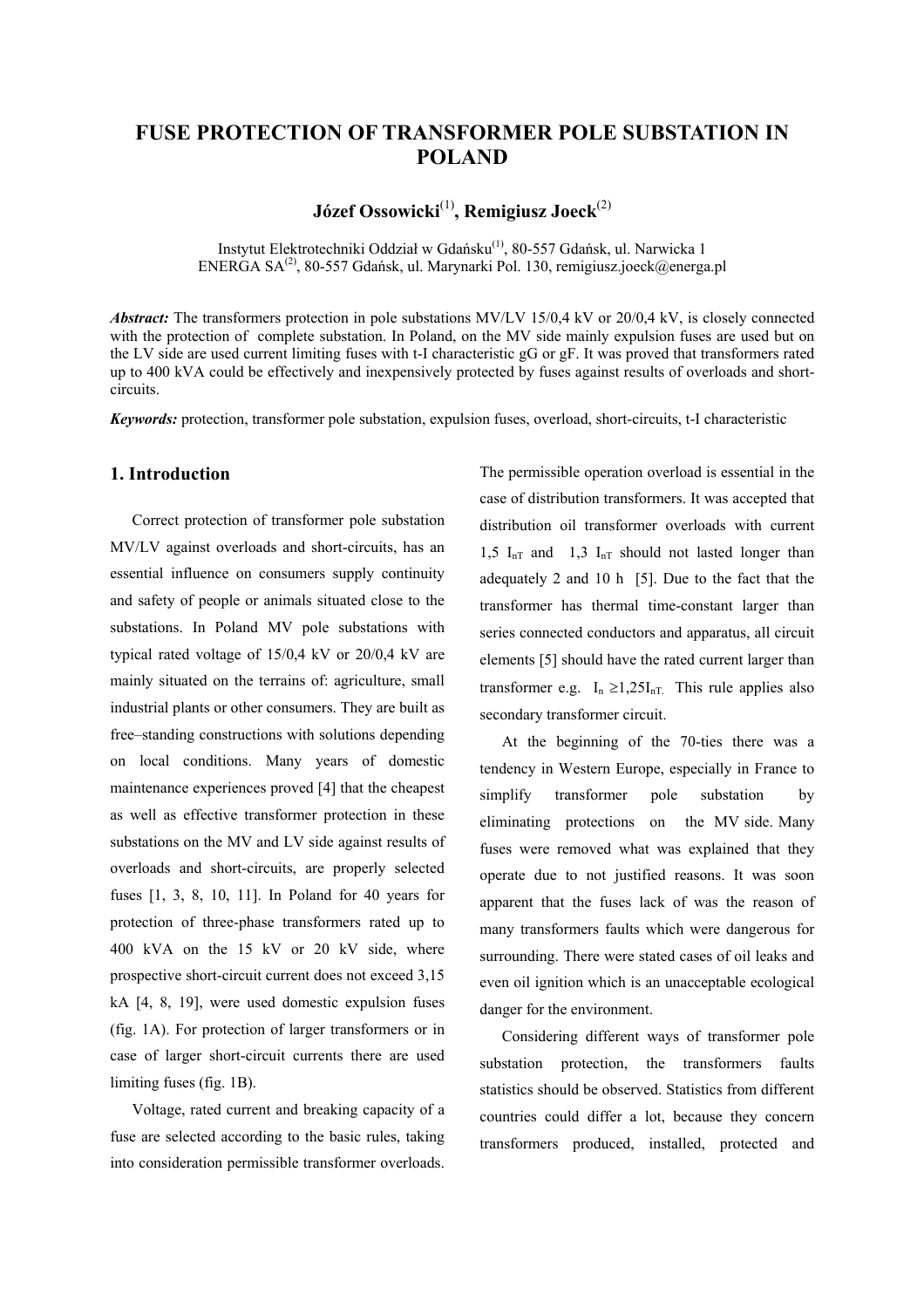# FUSE PROTECTION OF TRANSFORMER POLE SUBSTATION IN POLAND

**Józef Ossowicki**[(1)], **Remigiusz Joeck**[(2)]

Instytut Elektrotechniki Oddział w Gdańsku[(1)], 80-557 Gdańsk, ul. Narwicka 1
ENERGA SA[(2)], 80-557 Gdańsk, ul. Marynarki Pol. 130, remigiusz.joeck@energa.pl

***Abstract:*** The transformers protection in pole substations MV/LV 15/0,4 kV or 20/0,4 kV, is closely connected with the protection of complete substation. In Poland, on the MV side mainly expulsion fuses are used but on the LV side are used current limiting fuses with t-I characteristic gG or gF. It was proved that transformers rated up to 400 kVA could be effectively and inexpensively protected by fuses against results of overloads and short-circuits.

***Keywords:*** protection, transformer pole substation, expulsion fuses, overload, short-circuits, t-I characteristic

## 1. Introduction

Correct protection of transformer pole substation MV/LV against overloads and short-circuits, has an essential influence on consumers supply continuity and safety of people or animals situated close to the substations. In Poland MV pole substations with typical rated voltage of 15/0,4 kV or 20/0,4 kV are mainly situated on the terrains of: agriculture, small industrial plants or other consumers. They are built as free–standing constructions with solutions depending on local conditions. Many years of domestic maintenance experiences proved [4] that the cheapest as well as effective transformer protection in these substations on the MV and LV side against results of overloads and short-circuits, are properly selected fuses [1, 3, 8, 10, 11]. In Poland for 40 years for protection of three-phase transformers rated up to 400 kVA on the 15 kV or 20 kV side, where prospective short-circuit current does not exceed 3,15 kA [4, 8, 19], were used domestic expulsion fuses (fig. 1A). For protection of larger transformers or in case of larger short-circuit currents there are used limiting fuses (fig. 1B).

Voltage, rated current and breaking capacity of a fuse are selected according to the basic rules, taking into consideration permissible transformer overloads. The permissible operation overload is essential in the case of distribution transformers. It was accepted that distribution oil transformer overloads with current 1,5 $I_{nT}$ and 1,3 $I_{nT}$ should not lasted longer than adequately 2 and 10 h [5]. Due to the fact that the transformer has thermal time-constant larger than series connected conductors and apparatus, all circuit elements [5] should have the rated current larger than transformer e.g. $I_n \geq 1{,}25 I_{nT}$. This rule applies also secondary transformer circuit.

At the beginning of the 70-ties there was a tendency in Western Europe, especially in France to simplify transformer pole substation by eliminating protections on the MV side. Many fuses were removed what was explained that they operate due to not justified reasons. It was soon apparent that the fuses lack of was the reason of many transformers faults which were dangerous for surrounding. There were stated cases of oil leaks and even oil ignition which is an unacceptable ecological danger for the environment.

Considering different ways of transformer pole substation protection, the transformers faults statistics should be observed. Statistics from different countries could differ a lot, because they concern transformers produced, installed, protected and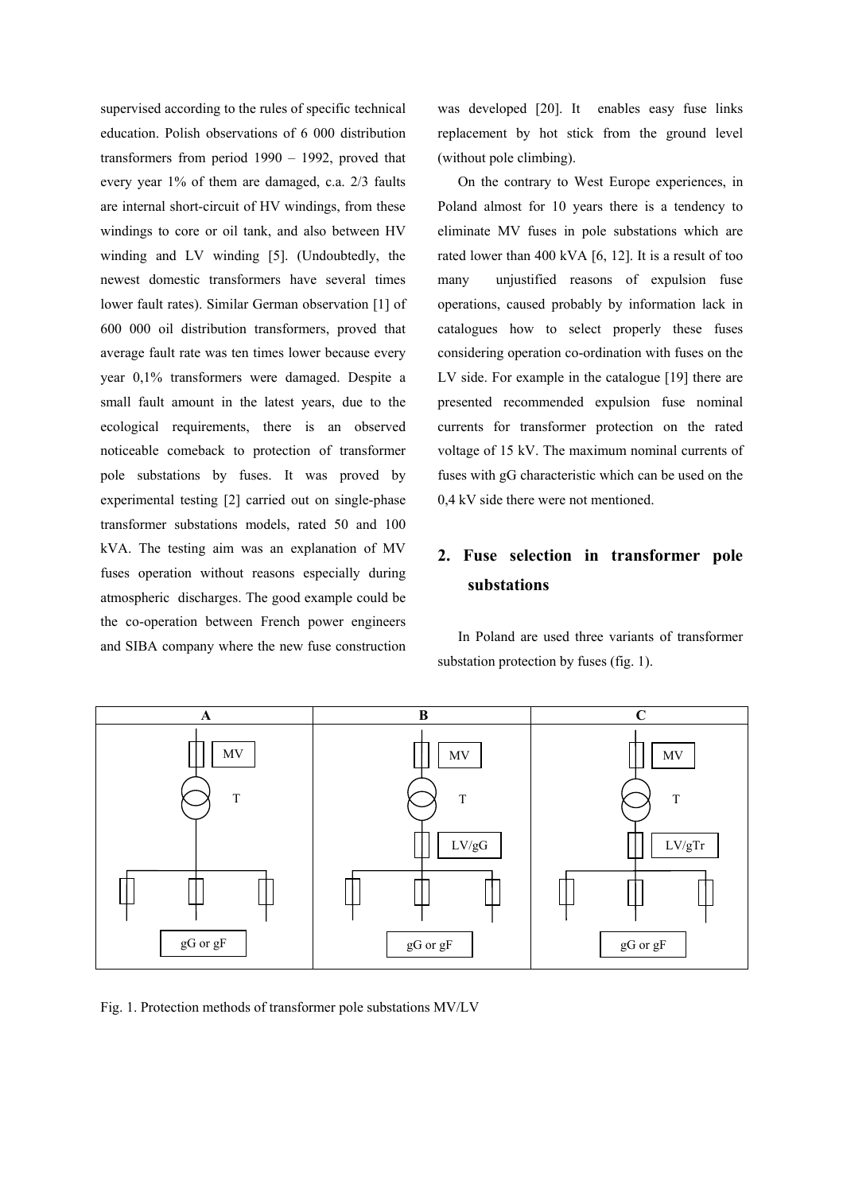supervised according to the rules of specific technical education. Polish observations of 6 000 distribution transformers from period 1990 – 1992, proved that every year 1% of them are damaged, c.a. 2/3 faults are internal short-circuit of HV windings, from these windings to core or oil tank, and also between HV winding and LV winding [5]. (Undoubtedly, the newest domestic transformers have several times lower fault rates). Similar German observation [1] of 600 000 oil distribution transformers, proved that average fault rate was ten times lower because every year 0,1% transformers were damaged. Despite a small fault amount in the latest years, due to the ecological requirements, there is an observed noticeable comeback to protection of transformer pole substations by fuses. It was proved by experimental testing [2] carried out on single-phase transformer substations models, rated 50 and 100 kVA. The testing aim was an explanation of MV fuses operation without reasons especially during atmospheric discharges. The good example could be the co-operation between French power engineers and SIBA company where the new fuse construction was developed [20]. It enables easy fuse links replacement by hot stick from the ground level (without pole climbing).

On the contrary to West Europe experiences, in Poland almost for 10 years there is a tendency to eliminate MV fuses in pole substations which are rated lower than 400 kVA [6, 12]. It is a result of too many unjustified reasons of expulsion fuse operations, caused probably by information lack in catalogues how to select properly these fuses considering operation co-ordination with fuses on the LV side. For example in the catalogue [19] there are presented recommended expulsion fuse nominal currents for transformer protection on the rated voltage of 15 kV. The maximum nominal currents of fuses with gG characteristic which can be used on the 0,4 kV side there were not mentioned.

## 2. Fuse selection in transformer pole substations

In Poland are used three variants of transformer substation protection by fuses (fig. 1).

| A | B | C |
|---|---|---|
| MV | MV | MV |
| T | T | T |
| | LV/gG | LV/gTr |
| gG or gF | gG or gF | gG or gF |

Fig. 1. Protection methods of transformer pole substations MV/LV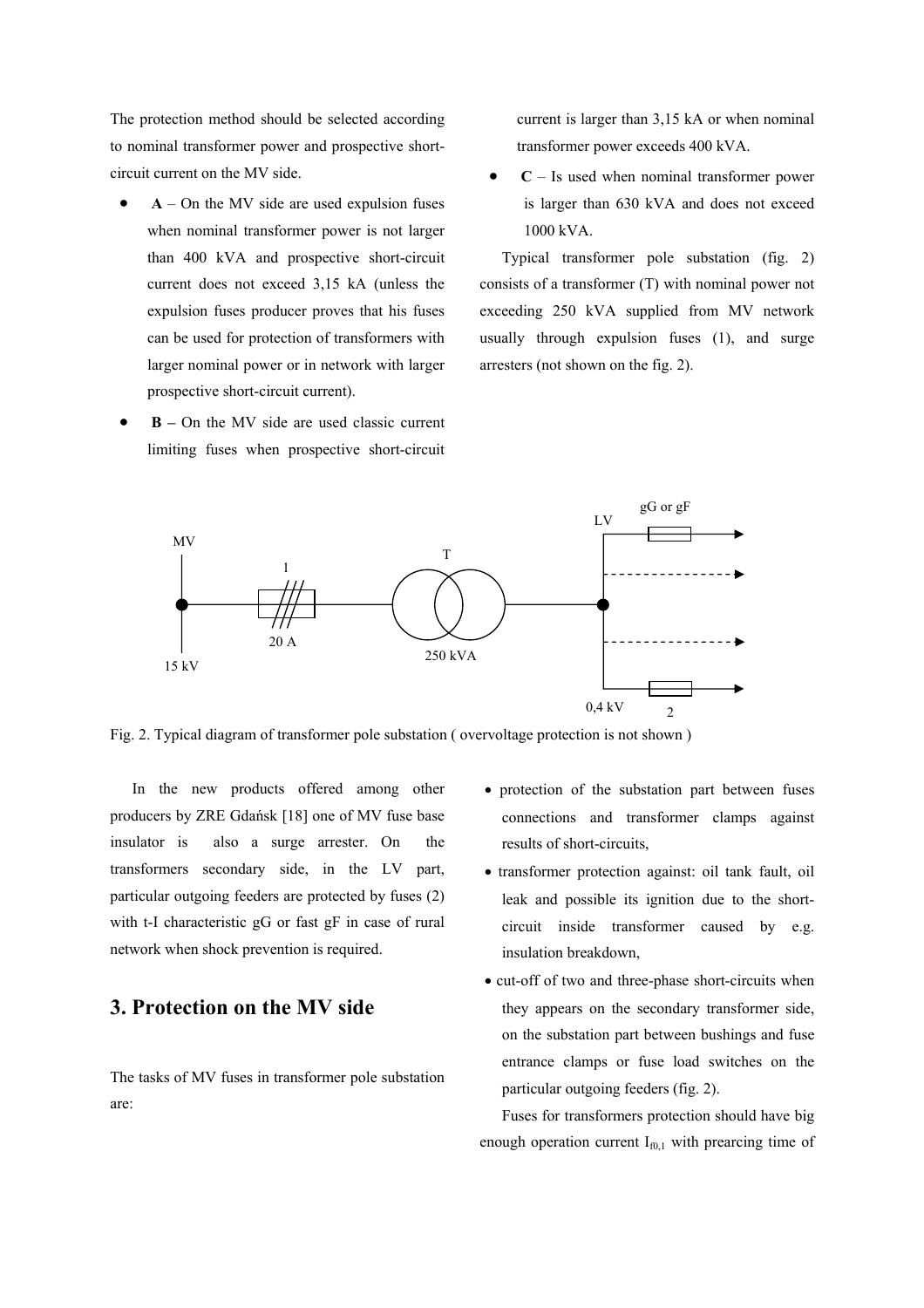The protection method should be selected according to nominal transformer power and prospective short-circuit current on the MV side.

- **A** – On the MV side are used expulsion fuses when nominal transformer power is not larger than 400 kVA and prospective short-circuit current does not exceed 3,15 kA (unless the expulsion fuses producer proves that his fuses can be used for protection of transformers with larger nominal power or in network with larger prospective short-circuit current).
- **B –** On the MV side are used classic current limiting fuses when prospective short-circuit current is larger than 3,15 kA or when nominal transformer power exceeds 400 kVA.
- **C** – Is used when nominal transformer power is larger than 630 kVA and does not exceed 1000 kVA.

Typical transformer pole substation (fig. 2) consists of a transformer (T) with nominal power not exceeding 250 kVA supplied from MV network usually through expulsion fuses (1), and surge arresters (not shown on the fig. 2).

Fig. 2. Typical diagram of transformer pole substation ( overvoltage protection is not shown )

In the new products offered among other producers by ZRE Gdańsk [18] one of MV fuse base insulator is also a surge arrester. On the transformers secondary side, in the LV part, particular outgoing feeders are protected by fuses (2) with t-I characteristic gG or fast gF in case of rural network when shock prevention is required.

## 3. Protection on the MV side

The tasks of MV fuses in transformer pole substation are:

- protection of the substation part between fuses connections and transformer clamps against results of short-circuits,
- transformer protection against: oil tank fault, oil leak and possible its ignition due to the short-circuit inside transformer caused by e.g. insulation breakdown,
- cut-off of two and three-phase short-circuits when they appears on the secondary transformer side, on the substation part between bushings and fuse entrance clamps or fuse load switches on the particular outgoing feeders (fig. 2).

Fuses for transformers protection should have big enough operation current $I_{f0,1}$ with prearcing time of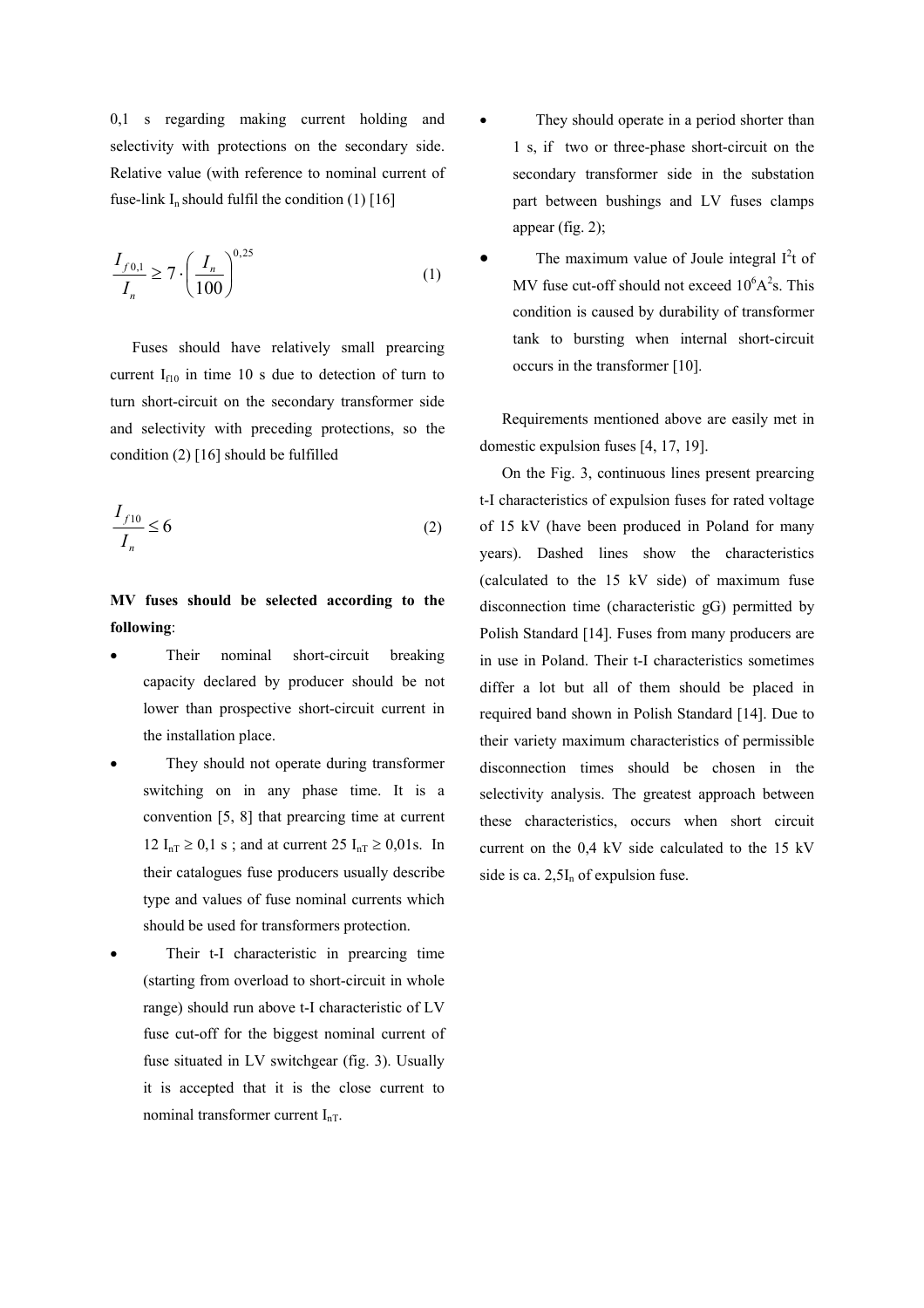0,1 s regarding making current holding and selectivity with protections on the secondary side. Relative value (with reference to nominal current of fuse-link $I_n$ should fulfil the condition (1) [16]

$$\frac{I_{f\,0,1}}{I_n} \geq 7 \cdot \left(\frac{I_n}{100}\right)^{0,25} \tag{1}$$

Fuses should have relatively small prearcing current $I_{f10}$ in time 10 s due to detection of turn to turn short-circuit on the secondary transformer side and selectivity with preceding protections, so the condition (2) [16] should be fulfilled

$$\frac{I_{f10}}{I_n} \leq 6 \tag{2}$$

**MV fuses should be selected according to the following**:

- Their nominal short-circuit breaking capacity declared by producer should be not lower than prospective short-circuit current in the installation place.
- They should not operate during transformer switching on in any phase time. It is a convention [5, 8] that prearcing time at current 12 $I_{nT}$ ≥ 0,1 s ; and at current 25 $I_{nT}$ ≥ 0,01s. In their catalogues fuse producers usually describe type and values of fuse nominal currents which should be used for transformers protection.
- Their t-I characteristic in prearcing time (starting from overload to short-circuit in whole range) should run above t-I characteristic of LV fuse cut-off for the biggest nominal current of fuse situated in LV switchgear (fig. 3). Usually it is accepted that it is the close current to nominal transformer current $I_{nT}$.
- They should operate in a period shorter than 1 s, if two or three-phase short-circuit on the secondary transformer side in the substation part between bushings and LV fuses clamps appear (fig. 2);
- The maximum value of Joule integral $I^2t$ of MV fuse cut-off should not exceed $10^6 A^2s$. This condition is caused by durability of transformer tank to bursting when internal short-circuit occurs in the transformer [10].

Requirements mentioned above are easily met in domestic expulsion fuses [4, 17, 19].

On the Fig. 3, continuous lines present prearcing t-I characteristics of expulsion fuses for rated voltage of 15 kV (have been produced in Poland for many years). Dashed lines show the characteristics (calculated to the 15 kV side) of maximum fuse disconnection time (characteristic gG) permitted by Polish Standard [14]. Fuses from many producers are in use in Poland. Their t-I characteristics sometimes differ a lot but all of them should be placed in required band shown in Polish Standard [14]. Due to their variety maximum characteristics of permissible disconnection times should be chosen in the selectivity analysis. The greatest approach between these characteristics, occurs when short circuit current on the 0,4 kV side calculated to the 15 kV side is ca. 2,5$I_n$ of expulsion fuse.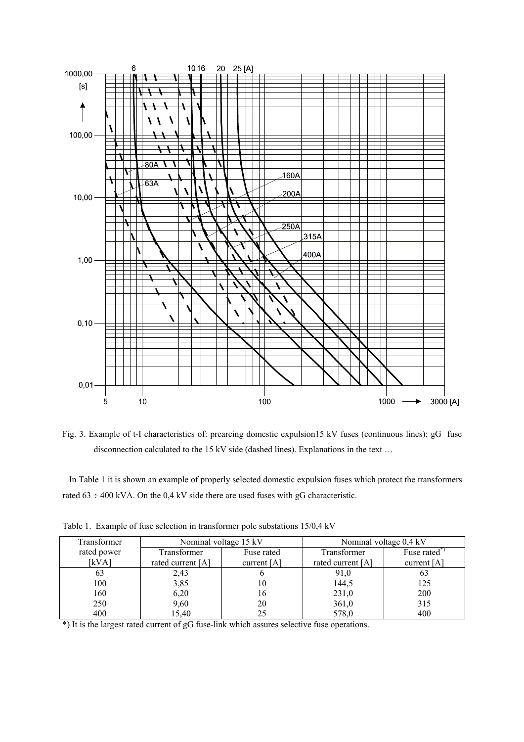Fig. 3. Example of t-I characteristics of: prearcing domestic expulsion15 kV fuses (continuous lines); gG fuse disconnection calculated to the 15 kV side (dashed lines). Explanations in the text …

In Table 1 it is shown an example of properly selected domestic expulsion fuses which protect the transformers rated 63 ÷ 400 kVA. On the 0,4 kV side there are used fuses with gG characteristic.

Table 1. Example of fuse selection in transformer pole substations 15/0,4 kV

| Transformer rated power [kVA] | Nominal voltage 15 kV | | Nominal voltage 0,4 kV | |
|---|---|---|---|---|
| | Transformer rated current [A] | Fuse rated current [A] | Transformer rated current [A] | Fuse rated*) current [A] |
| 63 | 2,43 | 6 | 91,0 | 63 |
| 100 | 3,85 | 10 | 144,5 | 125 |
| 160 | 6,20 | 16 | 231,0 | 200 |
| 250 | 9,60 | 20 | 361,0 | 315 |
| 400 | 15,40 | 25 | 578,0 | 400 |

*) It is the largest rated current of gG fuse-link which assures selective fuse operations.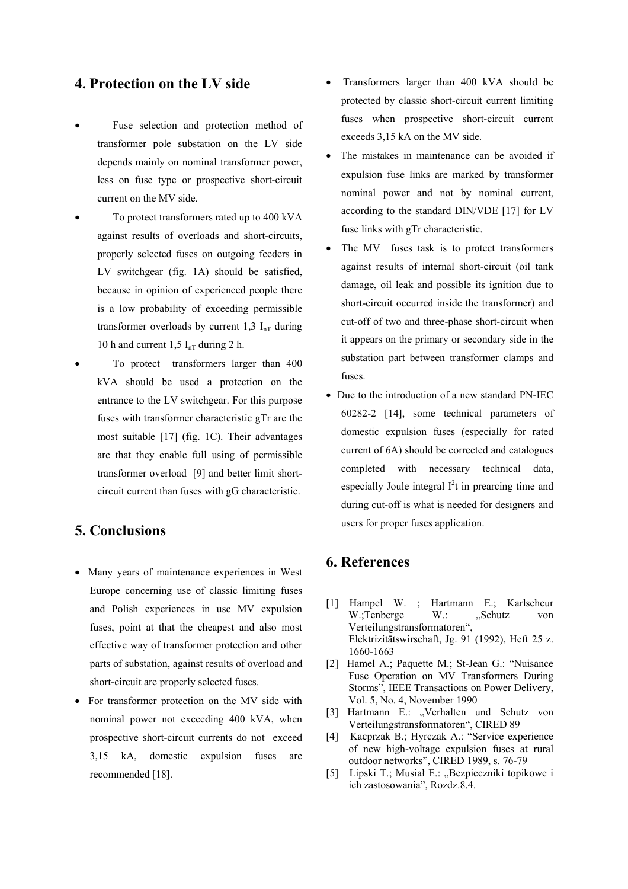## 4. Protection on the LV side

- Fuse selection and protection method of transformer pole substation on the LV side depends mainly on nominal transformer power, less on fuse type or prospective short-circuit current on the MV side.
- To protect transformers rated up to 400 kVA against results of overloads and short-circuits, properly selected fuses on outgoing feeders in LV switchgear (fig. 1A) should be satisfied, because in opinion of experienced people there is a low probability of exceeding permissible transformer overloads by current 1,3 $I_{nT}$ during 10 h and current 1,5 $I_{nT}$ during 2 h.
- To protect transformers larger than 400 kVA should be used a protection on the entrance to the LV switchgear. For this purpose fuses with transformer characteristic gTr are the most suitable [17] (fig. 1C). Their advantages are that they enable full using of permissible transformer overload [9] and better limit short-circuit current than fuses with gG characteristic.

## 5. Conclusions

- Many years of maintenance experiences in West Europe concerning use of classic limiting fuses and Polish experiences in use MV expulsion fuses, point at that the cheapest and also most effective way of transformer protection and other parts of substation, against results of overload and short-circuit are properly selected fuses.
- For transformer protection on the MV side with nominal power not exceeding 400 kVA, when prospective short-circuit currents do not exceed 3,15 kA, domestic expulsion fuses are recommended [18].
- Transformers larger than 400 kVA should be protected by classic short-circuit current limiting fuses when prospective short-circuit current exceeds 3,15 kA on the MV side.
- The mistakes in maintenance can be avoided if expulsion fuse links are marked by transformer nominal power and not by nominal current, according to the standard DIN/VDE [17] for LV fuse links with gTr characteristic.
- The MV fuses task is to protect transformers against results of internal short-circuit (oil tank damage, oil leak and possible its ignition due to short-circuit occurred inside the transformer) and cut-off of two and three-phase short-circuit when it appears on the primary or secondary side in the substation part between transformer clamps and fuses.
- Due to the introduction of a new standard PN-IEC 60282-2 [14], some technical parameters of domestic expulsion fuses (especially for rated current of 6A) should be corrected and catalogues completed with necessary technical data, especially Joule integral $I^2t$ in prearcing time and during cut-off is what is needed for designers and users for proper fuses application.

## 6. References

[1] Hampel W. ; Hartmann E.; Karlscheur W.;Tenberge W.: „Schutz von Verteilungstransformatoren", Elektrizitätswirschaft, Jg. 91 (1992), Heft 25 z. 1660-1663

[2] Hamel A.; Paquette M.; St-Jean G.: "Nuisance Fuse Operation on MV Transformers During Storms", IEEE Transactions on Power Delivery, Vol. 5, No. 4, November 1990

[3] Hartmann E.: „Verhalten und Schutz von Verteilungstransformatoren", CIRED 89

[4] Kacprzak B.; Hyrczak A.: "Service experience of new high-voltage expulsion fuses at rural outdoor networks", CIRED 1989, s. 76-79

[5] Lipski T.; Musiał E.: „Bezpieczniki topikowe i ich zastosowania", Rozdz.8.4.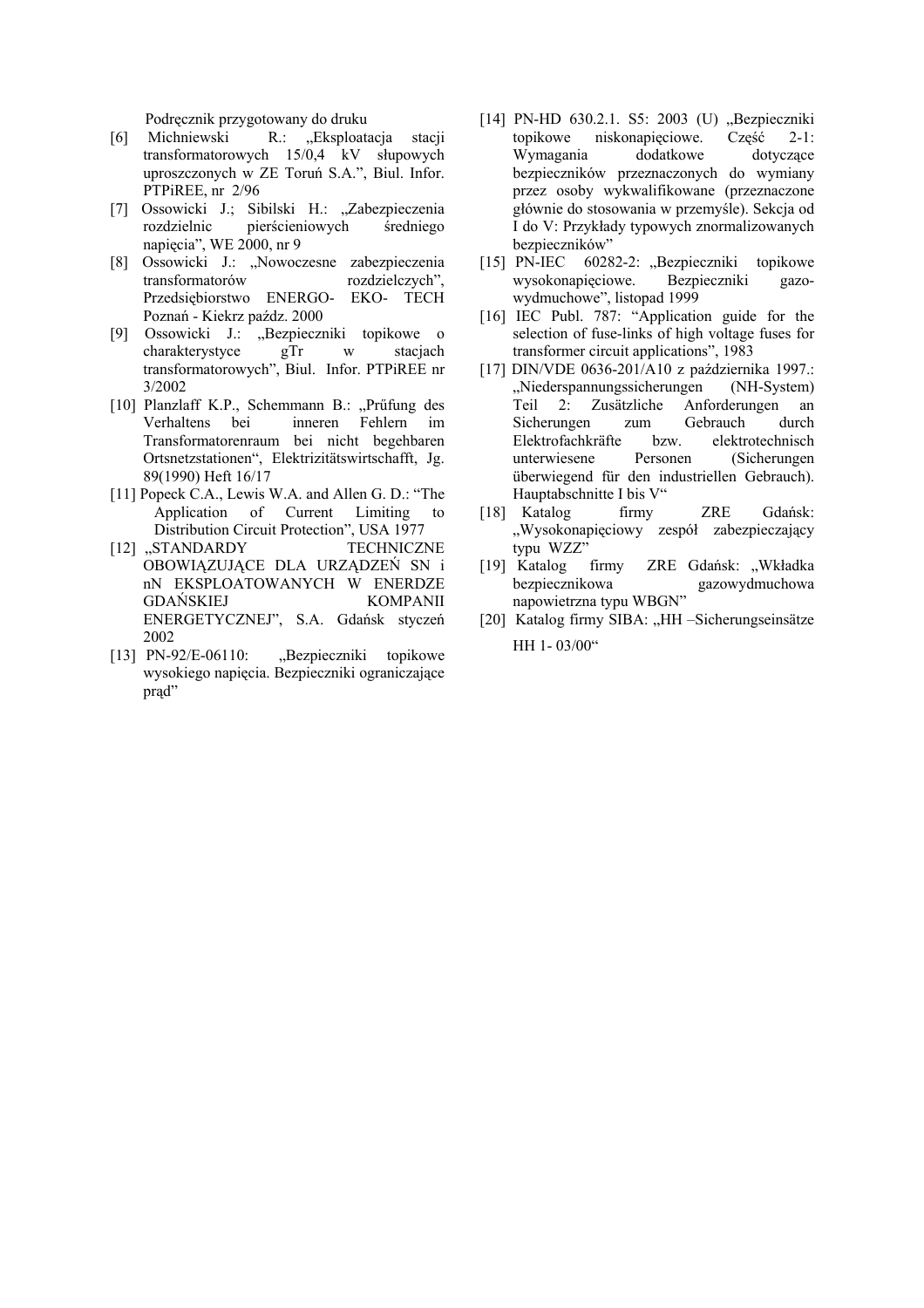Podręcznik przygotowany do druku

[6] Michniewski R.: „Eksploatacja stacji transformatorowych 15/0,4 kV słupowych uproszczonych w ZE Toruń S.A.", Biul. Infor. PTPiREE, nr 2/96

[7] Ossowicki J.; Sibilski H.: „Zabezpieczenia rozdzielnic pierścieniowych średniego napięcia", WE 2000, nr 9

[8] Ossowicki J.: „Nowoczesne zabezpieczenia transformatorów rozdzielczych", Przedsiębiorstwo ENERGO- EKO- TECH Poznań - Kiekrz paźdz. 2000

[9] Ossowicki J.: „Bezpieczniki topikowe o charakterystyce gTr w stacjach transformatorowych", Biul. Infor. PTPiREE nr 3/2002

[10] Planzlaff K.P., Schemmann B.: „Prűfung des Verhaltens bei inneren Fehlern im Transformatorenraum bei nicht begehbaren Ortsnetzstationen", Elektrizitätswirtschafft, Jg. 89(1990) Heft 16/17

[11] Popeck C.A., Lewis W.A. and Allen G. D.: "The Application of Current Limiting to Distribution Circuit Protection", USA 1977

[12] „STANDARDY TECHNICZNE OBOWIĄZUJĄCE DLA URZĄDZEŃ SN i nN EKSPLOATOWANYCH W ENERDZE GDAŃSKIEJ KOMPANII ENERGETYCZNEJ", S.A. Gdańsk styczeń 2002

[13] PN-92/E-06110: „Bezpieczniki topikowe wysokiego napięcia. Bezpieczniki ograniczające prąd"

[14] PN-HD 630.2.1. S5: 2003 (U) „Bezpieczniki topikowe niskonapięciowe. Część 2-1: Wymagania dodatkowe dotyczące bezpieczników przeznaczonych do wymiany przez osoby wykwalifikowane (przeznaczone głównie do stosowania w przemyśle). Sekcja od I do V: Przykłady typowych znormalizowanych bezpieczników"

[15] PN-IEC 60282-2: „Bezpieczniki topikowe wysokonapięciowe. Bezpieczniki gazo-wydmuchowe", listopad 1999

[16] IEC Publ. 787: "Application guide for the selection of fuse-links of high voltage fuses for transformer circuit applications", 1983

[17] DIN/VDE 0636-201/A10 z października 1997.: „Niederspannungssicherungen (NH-System) Teil 2: Zusätzliche Anforderungen an Sicherungen zum Gebrauch durch Elektrofachkräfte bzw. elektrotechnisch unterwiesene Personen (Sicherungen überwiegend für den industriellen Gebrauch). Hauptabschnitte I bis V"

[18] Katalog firmy ZRE Gdańsk: „Wysokonapięciowy zespół zabezpieczający typu WZZ"

[19] Katalog firmy ZRE Gdańsk: „Wkładka bezpiecznikowa gazowydmuchowa napowietrzna typu WBGN"

[20] Katalog firmy SIBA: „HH –Sicherungseinsätze HH 1- 03/00"